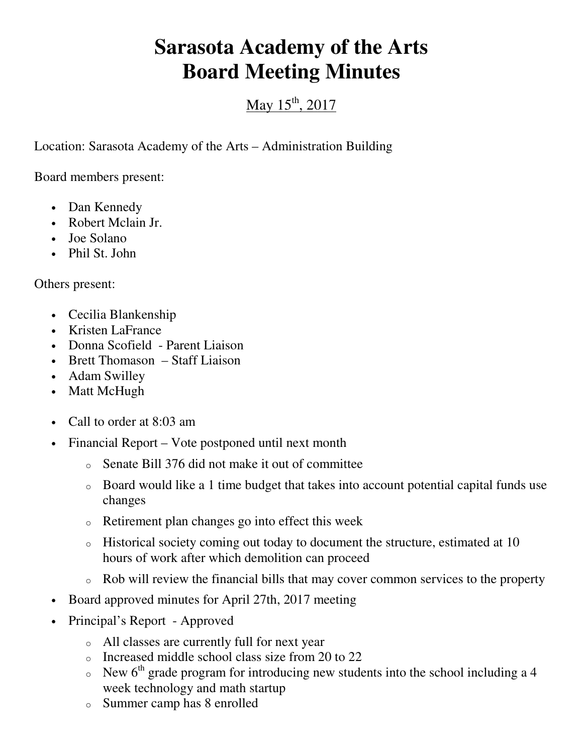# Sarasota Academy of the Arts
# Board Meeting Minutes

May 15th, 2017

Location: Sarasota Academy of the Arts – Administration Building

Board members present:

- Dan Kennedy
- Robert Mclain Jr.
- Joe Solano
- Phil St. John

Others present:

- Cecilia Blankenship
- Kristen LaFrance
- Donna Scofield - Parent Liaison
- Brett Thomason – Staff Liaison
- Adam Swilley
- Matt McHugh

- Call to order at 8:03 am
- Financial Report – Vote postponed until next month
  - Senate Bill 376 did not make it out of committee
  - Board would like a 1 time budget that takes into account potential capital funds use changes
  - Retirement plan changes go into effect this week
  - Historical society coming out today to document the structure, estimated at 10 hours of work after which demolition can proceed
  - Rob will review the financial bills that may cover common services to the property
- Board approved minutes for April 27th, 2017 meeting
- Principal's Report - Approved
  - All classes are currently full for next year
  - Increased middle school class size from 20 to 22
  - New 6th grade program for introducing new students into the school including a 4 week technology and math startup
  - Summer camp has 8 enrolled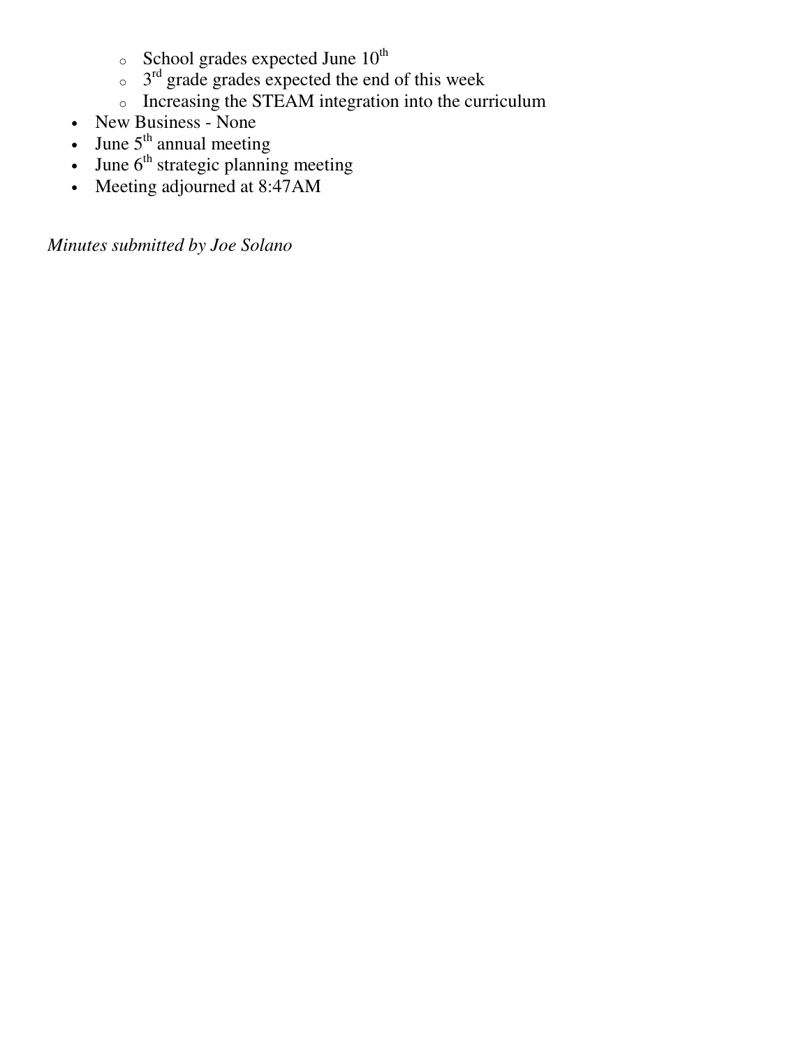- School grades expected June 10th
  - 3rd grade grades expected the end of this week
  - Increasing the STEAM integration into the curriculum
- New Business - None
- June 5th annual meeting
- June 6th strategic planning meeting
- Meeting adjourned at 8:47AM

*Minutes submitted by Joe Solano*